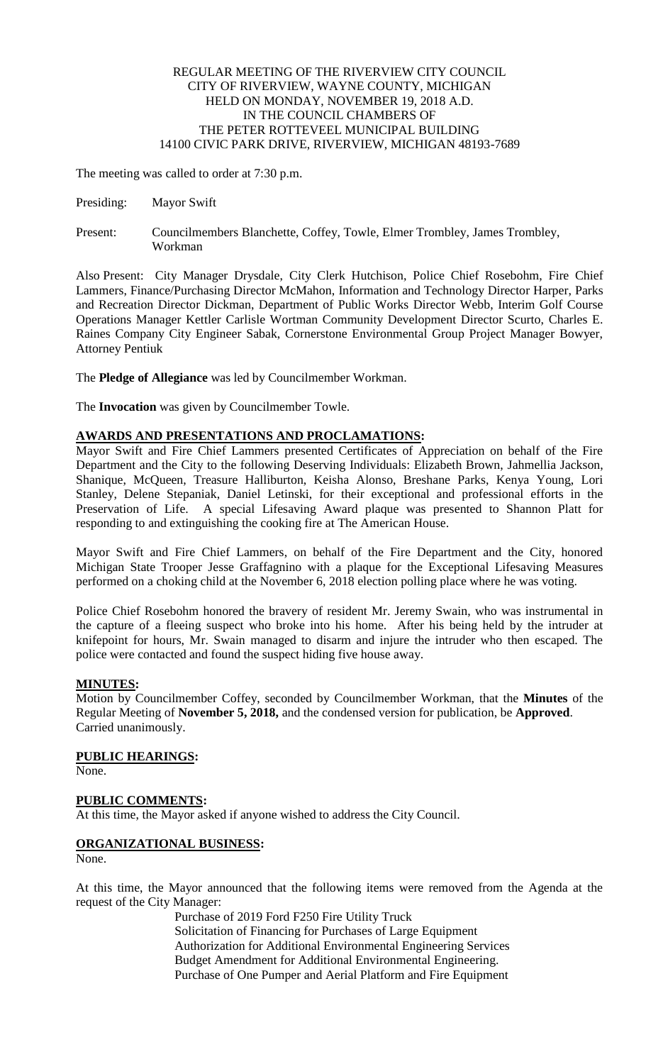REGULAR MEETING OF THE RIVERVIEW CITY COUNCIL
CITY OF RIVERVIEW, WAYNE COUNTY, MICHIGAN
HELD ON MONDAY, NOVEMBER 19, 2018 A.D.
IN THE COUNCIL CHAMBERS OF
THE PETER ROTTEVEEL MUNICIPAL BUILDING
14100 CIVIC PARK DRIVE, RIVERVIEW, MICHIGAN 48193-7689

The meeting was called to order at 7:30 p.m.

Presiding: Mayor Swift

Present: Councilmembers Blanchette, Coffey, Towle, Elmer Trombley, James Trombley, Workman

Also Present: City Manager Drysdale, City Clerk Hutchison, Police Chief Rosebohm, Fire Chief Lammers, Finance/Purchasing Director McMahon, Information and Technology Director Harper, Parks and Recreation Director Dickman, Department of Public Works Director Webb, Interim Golf Course Operations Manager Kettler Carlisle Wortman Community Development Director Scurto, Charles E. Raines Company City Engineer Sabak, Cornerstone Environmental Group Project Manager Bowyer, Attorney Pentiuk

The **Pledge of Allegiance** was led by Councilmember Workman.

The **Invocation** was given by Councilmember Towle.

**AWARDS AND PRESENTATIONS AND PROCLAMATIONS:**

Mayor Swift and Fire Chief Lammers presented Certificates of Appreciation on behalf of the Fire Department and the City to the following Deserving Individuals: Elizabeth Brown, Jahmellia Jackson, Shanique, McQueen, Treasure Halliburton, Keisha Alonso, Breshane Parks, Kenya Young, Lori Stanley, Delene Stepaniak, Daniel Letinski, for their exceptional and professional efforts in the Preservation of Life. A special Lifesaving Award plaque was presented to Shannon Platt for responding to and extinguishing the cooking fire at The American House.

Mayor Swift and Fire Chief Lammers, on behalf of the Fire Department and the City, honored Michigan State Trooper Jesse Graffagnino with a plaque for the Exceptional Lifesaving Measures performed on a choking child at the November 6, 2018 election polling place where he was voting.

Police Chief Rosebohm honored the bravery of resident Mr. Jeremy Swain, who was instrumental in the capture of a fleeing suspect who broke into his home. After his being held by the intruder at knifepoint for hours, Mr. Swain managed to disarm and injure the intruder who then escaped. The police were contacted and found the suspect hiding five house away.

**MINUTES:**

Motion by Councilmember Coffey, seconded by Councilmember Workman, that the **Minutes** of the Regular Meeting of **November 5, 2018,** and the condensed version for publication, be **Approved**. Carried unanimously.

**PUBLIC HEARINGS:**

None.

**PUBLIC COMMENTS:**

At this time, the Mayor asked if anyone wished to address the City Council.

**ORGANIZATIONAL BUSINESS:**

None.

At this time, the Mayor announced that the following items were removed from the Agenda at the request of the City Manager:

Purchase of 2019 Ford F250 Fire Utility Truck
Solicitation of Financing for Purchases of Large Equipment
Authorization for Additional Environmental Engineering Services
Budget Amendment for Additional Environmental Engineering.
Purchase of One Pumper and Aerial Platform and Fire Equipment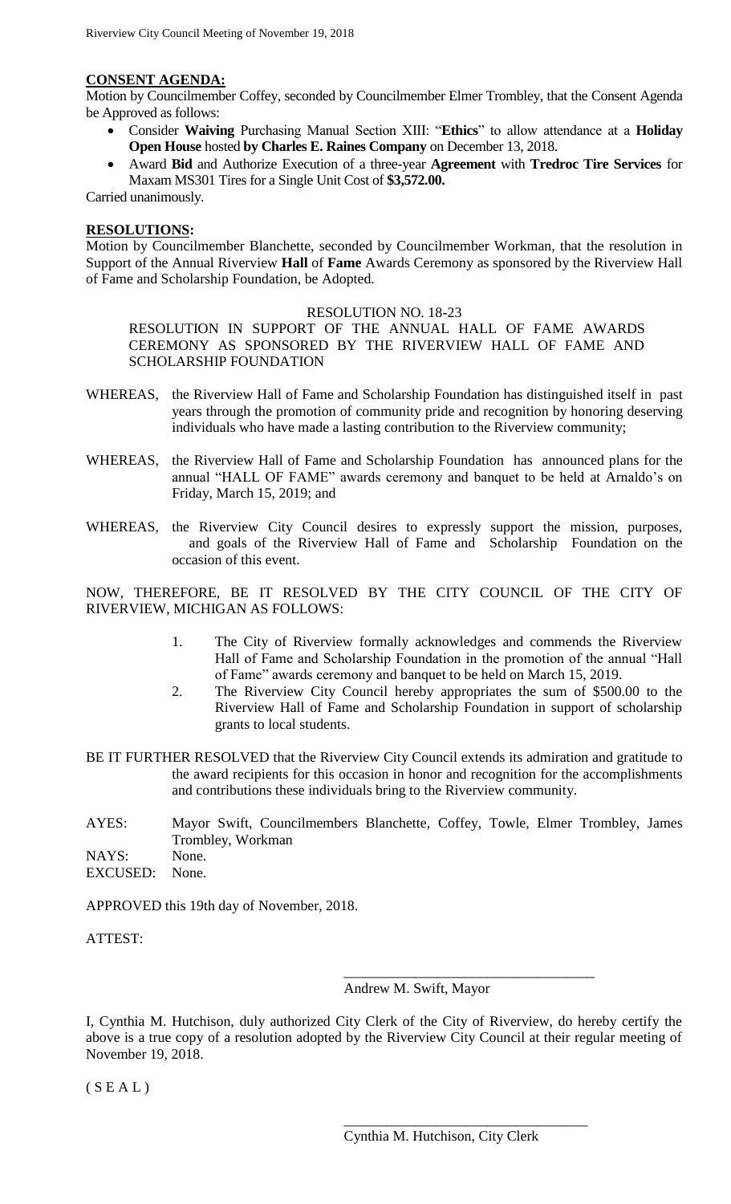**CONSENT AGENDA:**

Motion by Councilmember Coffey, seconded by Councilmember Elmer Trombley, that the Consent Agenda be Approved as follows:

- Consider **Waiving** Purchasing Manual Section XIII: "**Ethics**" to allow attendance at a **Holiday Open House** hosted **by Charles E. Raines Company** on December 13, 2018.
- Award **Bid** and Authorize Execution of a three-year **Agreement** with **Tredroc Tire Services** for Maxam MS301 Tires for a Single Unit Cost of **$3,572.00.**

Carried unanimously.

**RESOLUTIONS:**

Motion by Councilmember Blanchette, seconded by Councilmember Workman, that the resolution in Support of the Annual Riverview **Hall** of **Fame** Awards Ceremony as sponsored by the Riverview Hall of Fame and Scholarship Foundation, be Adopted.

RESOLUTION NO. 18-23

RESOLUTION IN SUPPORT OF THE ANNUAL HALL OF FAME AWARDS CEREMONY AS SPONSORED BY THE RIVERVIEW HALL OF FAME AND SCHOLARSHIP FOUNDATION

WHEREAS, the Riverview Hall of Fame and Scholarship Foundation has distinguished itself in past years through the promotion of community pride and recognition by honoring deserving individuals who have made a lasting contribution to the Riverview community;

WHEREAS, the Riverview Hall of Fame and Scholarship Foundation has announced plans for the annual "HALL OF FAME" awards ceremony and banquet to be held at Arnaldo's on Friday, March 15, 2019; and

WHEREAS, the Riverview City Council desires to expressly support the mission, purposes, and goals of the Riverview Hall of Fame and Scholarship Foundation on the occasion of this event.

NOW, THEREFORE, BE IT RESOLVED BY THE CITY COUNCIL OF THE CITY OF RIVERVIEW, MICHIGAN AS FOLLOWS:

1. The City of Riverview formally acknowledges and commends the Riverview Hall of Fame and Scholarship Foundation in the promotion of the annual "Hall of Fame" awards ceremony and banquet to be held on March 15, 2019.
2. The Riverview City Council hereby appropriates the sum of $500.00 to the Riverview Hall of Fame and Scholarship Foundation in support of scholarship grants to local students.

BE IT FURTHER RESOLVED that the Riverview City Council extends its admiration and gratitude to the award recipients for this occasion in honor and recognition for the accomplishments and contributions these individuals bring to the Riverview community.

AYES: Mayor Swift, Councilmembers Blanchette, Coffey, Towle, Elmer Trombley, James Trombley, Workman

NAYS: None.

EXCUSED: None.

APPROVED this 19th day of November, 2018.

ATTEST:

\_\_\_\_\_\_\_\_\_\_\_\_\_\_\_\_\_\_\_\_\_\_\_\_\_\_\_\_\_\_\_\_\_\_\_

Andrew M. Swift, Mayor

I, Cynthia M. Hutchison, duly authorized City Clerk of the City of Riverview, do hereby certify the above is a true copy of a resolution adopted by the Riverview City Council at their regular meeting of November 19, 2018.

( S E A L )

\_\_\_\_\_\_\_\_\_\_\_\_\_\_\_\_\_\_\_\_\_\_\_\_\_\_\_\_\_\_\_\_\_\_\_

Cynthia M. Hutchison, City Clerk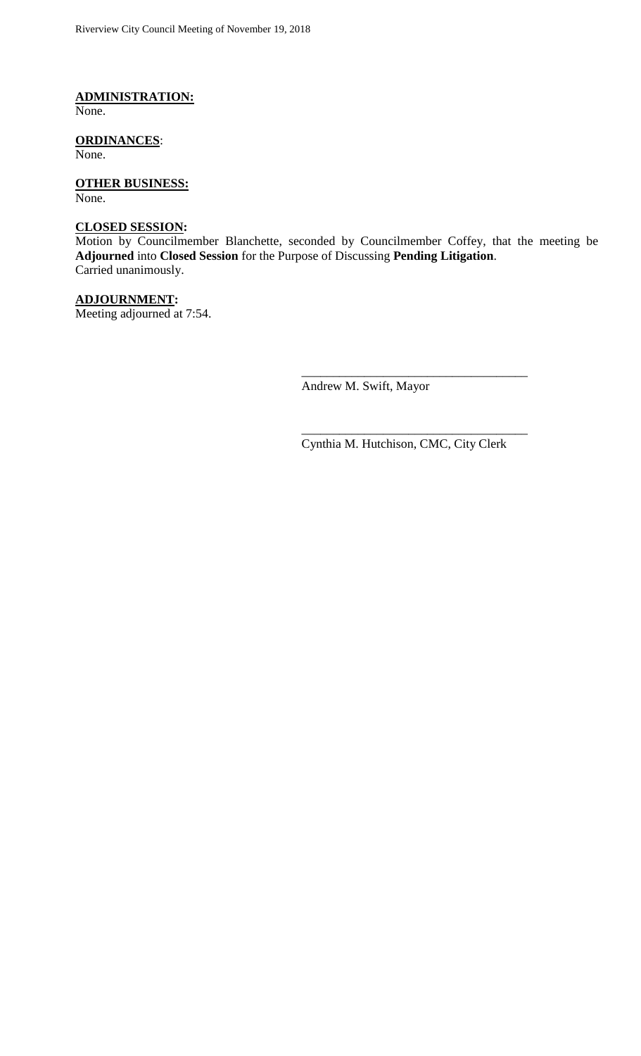**ADMINISTRATION:**
None.

**ORDINANCES**:
None.

**OTHER BUSINESS:**
None.

**CLOSED SESSION:**
Motion by Councilmember Blanchette, seconded by Councilmember Coffey, that the meeting be **Adjourned** into **Closed Session** for the Purpose of Discussing **Pending Litigation**.
Carried unanimously.

**ADJOURNMENT:**
Meeting adjourned at 7:54.

\_\_\_\_\_\_\_\_\_\_\_\_\_\_\_\_\_\_\_\_\_\_\_\_\_\_\_\_\_\_\_\_\_\_\_
Andrew M. Swift, Mayor

\_\_\_\_\_\_\_\_\_\_\_\_\_\_\_\_\_\_\_\_\_\_\_\_\_\_\_\_\_\_\_\_\_\_\_
Cynthia M. Hutchison, CMC, City Clerk